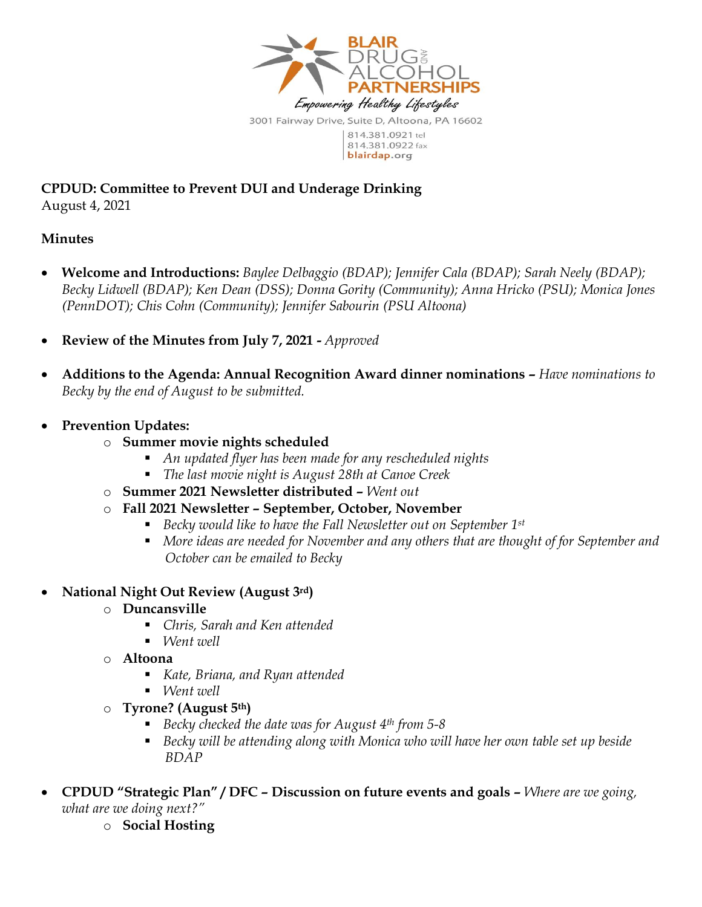BLAIR DRUG AND ALCOHOL PARTNERSHIPS

*Empowering Healthy Lifestyles*

3001 Fairway Drive, Suite D, Altoona, PA 16602

814.381.0921 tel
814.381.0922 fax
blairdap.org

**CPDUD: Committee to Prevent DUI and Underage Drinking**
August 4, 2021

**Minutes**

- **Welcome and Introductions:** *Baylee Delbaggio (BDAP); Jennifer Cala (BDAP); Sarah Neely (BDAP); Becky Lidwell (BDAP); Ken Dean (DSS); Donna Gority (Community); Anna Hricko (PSU); Monica Jones (PennDOT); Chis Cohn (Community); Jennifer Sabourin (PSU Altoona)*

- **Review of the Minutes from July 7, 2021 -** *Approved*

- **Additions to the Agenda: Annual Recognition Award dinner nominations –** *Have nominations to Becky by the end of August to be submitted.*

- **Prevention Updates:**
  - **Summer movie nights scheduled**
    - *An updated flyer has been made for any rescheduled nights*
    - *The last movie night is August 28th at Canoe Creek*
  - **Summer 2021 Newsletter distributed –** *Went out*
  - **Fall 2021 Newsletter – September, October, November**
    - *Becky would like to have the Fall Newsletter out on September 1st*
    - *More ideas are needed for November and any others that are thought of for September and October can be emailed to Becky*

- **National Night Out Review (August 3rd)**
  - **Duncansville**
    - *Chris, Sarah and Ken attended*
    - *Went well*
  - **Altoona**
    - *Kate, Briana, and Ryan attended*
    - *Went well*
  - **Tyrone? (August 5th)**
    - *Becky checked the date was for August 4th from 5-8*
    - *Becky will be attending along with Monica who will have her own table set up beside BDAP*

- **CPDUD "Strategic Plan" / DFC – Discussion on future events and goals –** *Where are we going, what are we doing next?"*
  - **Social Hosting**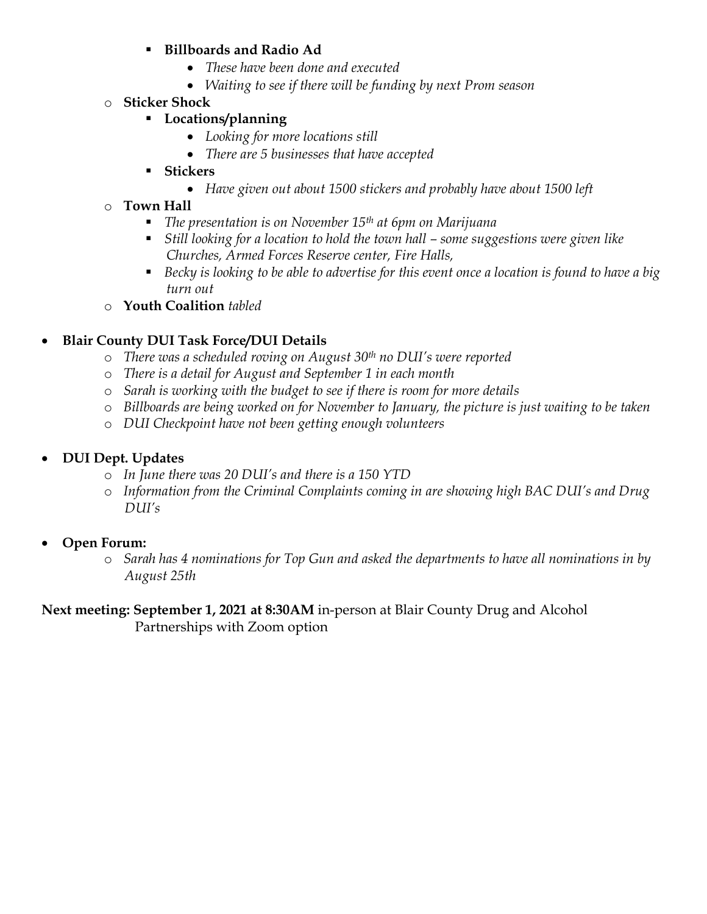- **Billboards and Radio Ad**
  - *These have been done and executed*
  - *Waiting to see if there will be funding by next Prom season*
- **Sticker Shock**
  - **Locations/planning**
    - *Looking for more locations still*
    - *There are 5 businesses that have accepted*
  - **Stickers**
    - *Have given out about 1500 stickers and probably have about 1500 left*
- **Town Hall**
  - *The presentation is on November 15th at 6pm on Marijuana*
  - *Still looking for a location to hold the town hall – some suggestions were given like Churches, Armed Forces Reserve center, Fire Halls,*
  - *Becky is looking to be able to advertise for this event once a location is found to have a big turn out*
- **Youth Coalition** *tabled*

- **Blair County DUI Task Force/DUI Details**
  - *There was a scheduled roving on August 30th no DUI's were reported*
  - *There is a detail for August and September 1 in each month*
  - *Sarah is working with the budget to see if there is room for more details*
  - *Billboards are being worked on for November to January, the picture is just waiting to be taken*
  - *DUI Checkpoint have not been getting enough volunteers*

- **DUI Dept. Updates**
  - *In June there was 20 DUI's and there is a 150 YTD*
  - *Information from the Criminal Complaints coming in are showing high BAC DUI's and Drug DUI's*

- **Open Forum:**
  - *Sarah has 4 nominations for Top Gun and asked the departments to have all nominations in by August 25th*

**Next meeting: September 1, 2021 at 8:30AM** in-person at Blair County Drug and Alcohol Partnerships with Zoom option